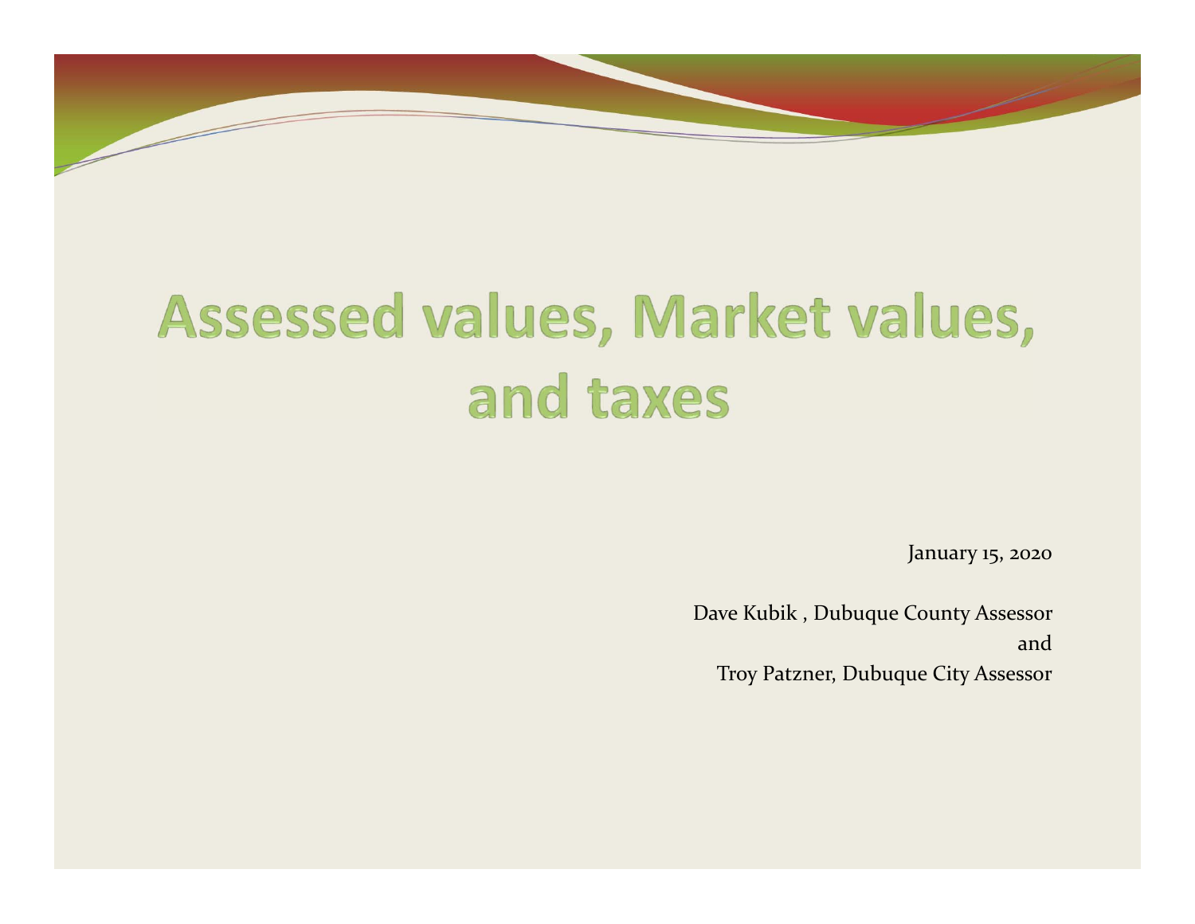# Assessed values, Market values, and taxes

January 15, 2020

Dave Kubik , Dubuque County Assessor

and

Troy Patzner, Dubuque City Assessor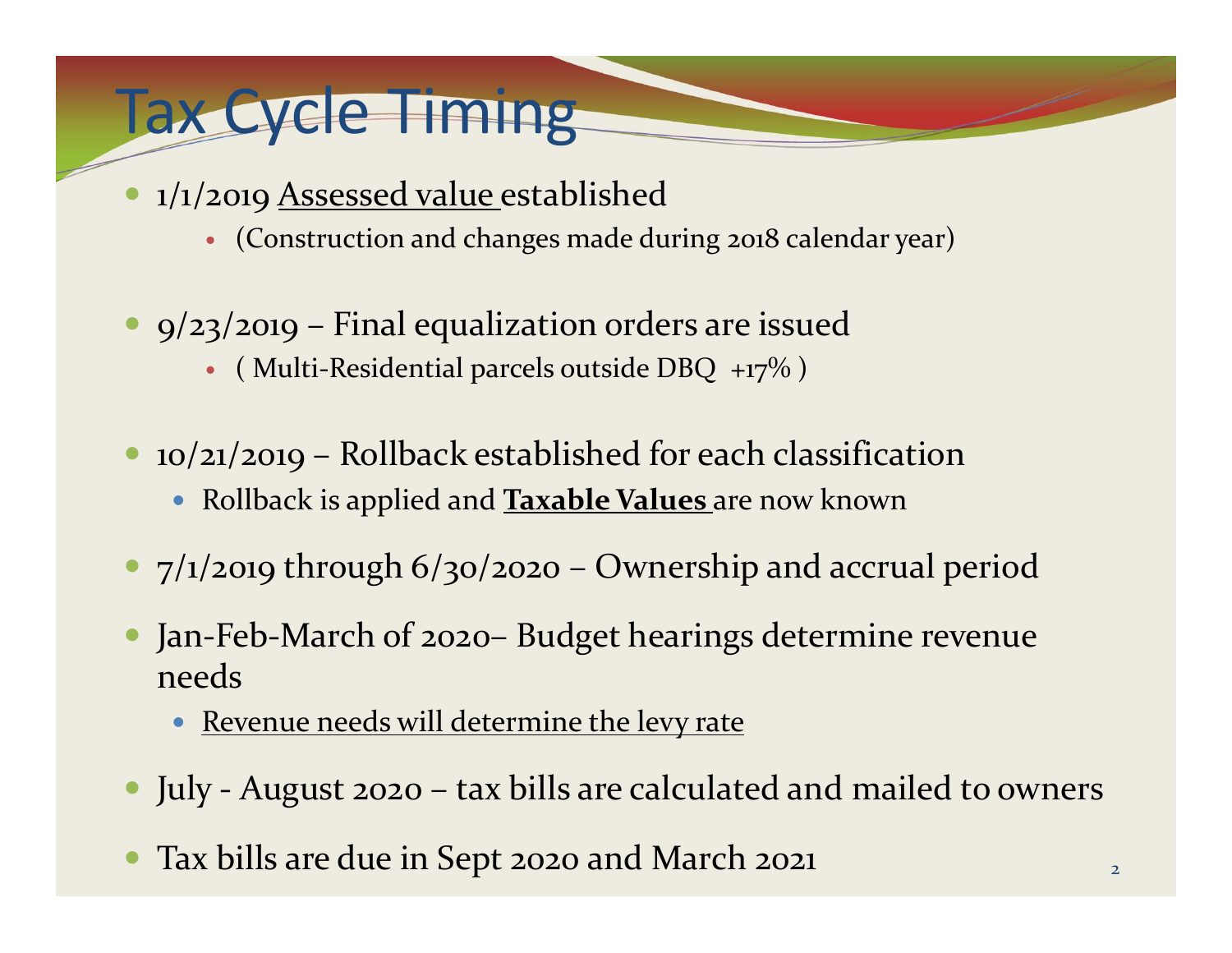# Tax Cycle Timing

- 1/1/2019 Assessed value established
  - (Construction and changes made during 2018 calendar year)
- 9/23/2019 – Final equalization orders are issued
  - ( Multi-Residential parcels outside DBQ +17% )
- 10/21/2019 – Rollback established for each classification
  - Rollback is applied and **Taxable Values** are now known
- 7/1/2019 through 6/30/2020 – Ownership and accrual period
- Jan-Feb-March of 2020– Budget hearings determine revenue needs
  - Revenue needs will determine the levy rate
- July - August 2020 – tax bills are calculated and mailed to owners
- Tax bills are due in Sept 2020 and March 2021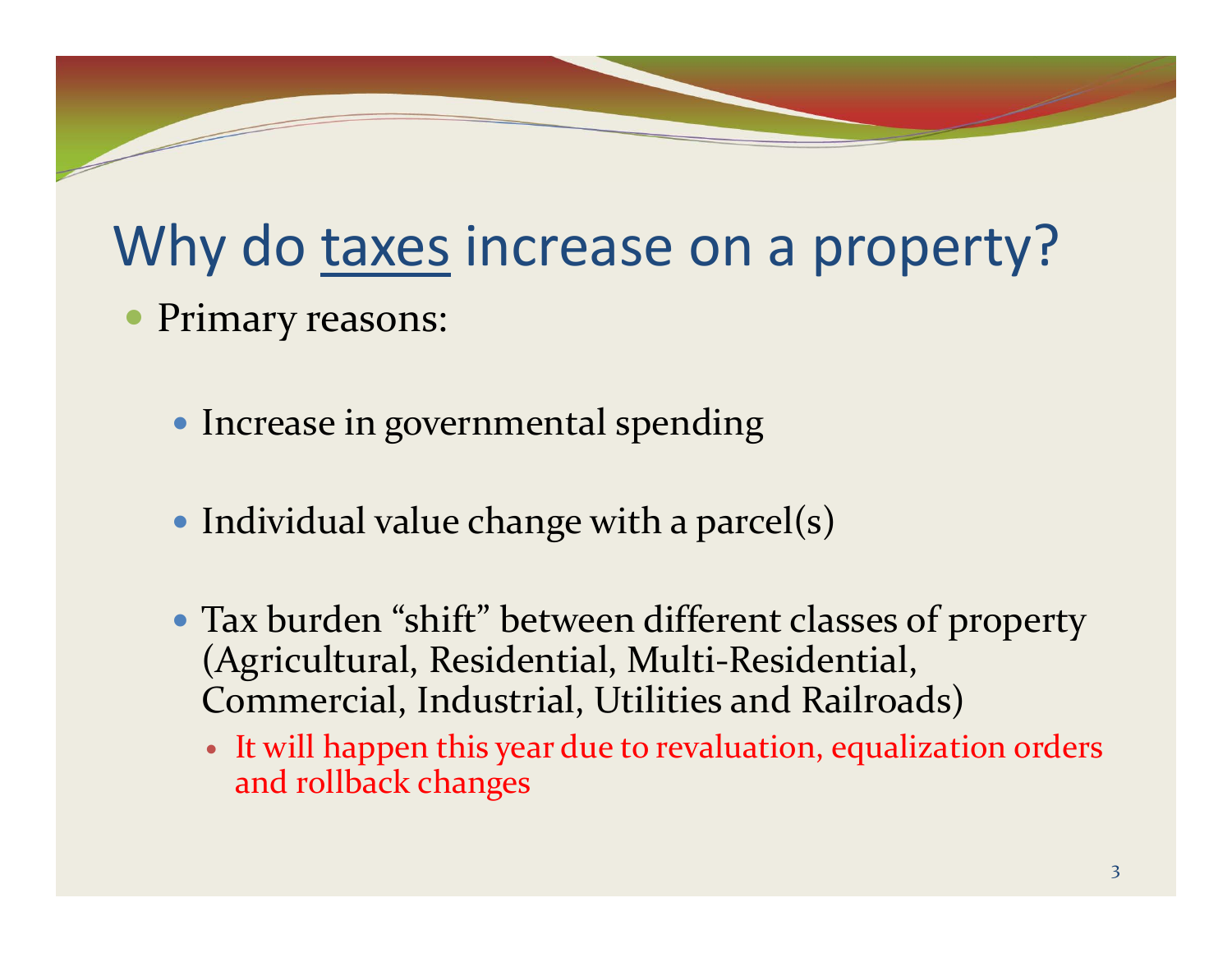# Why do taxes increase on a property?

- Primary reasons:
  - Increase in governmental spending
  - Individual value change with a parcel(s)
  - Tax burden "shift" between different classes of property (Agricultural, Residential, Multi-Residential, Commercial, Industrial, Utilities and Railroads)
    - It will happen this year due to revaluation, equalization orders and rollback changes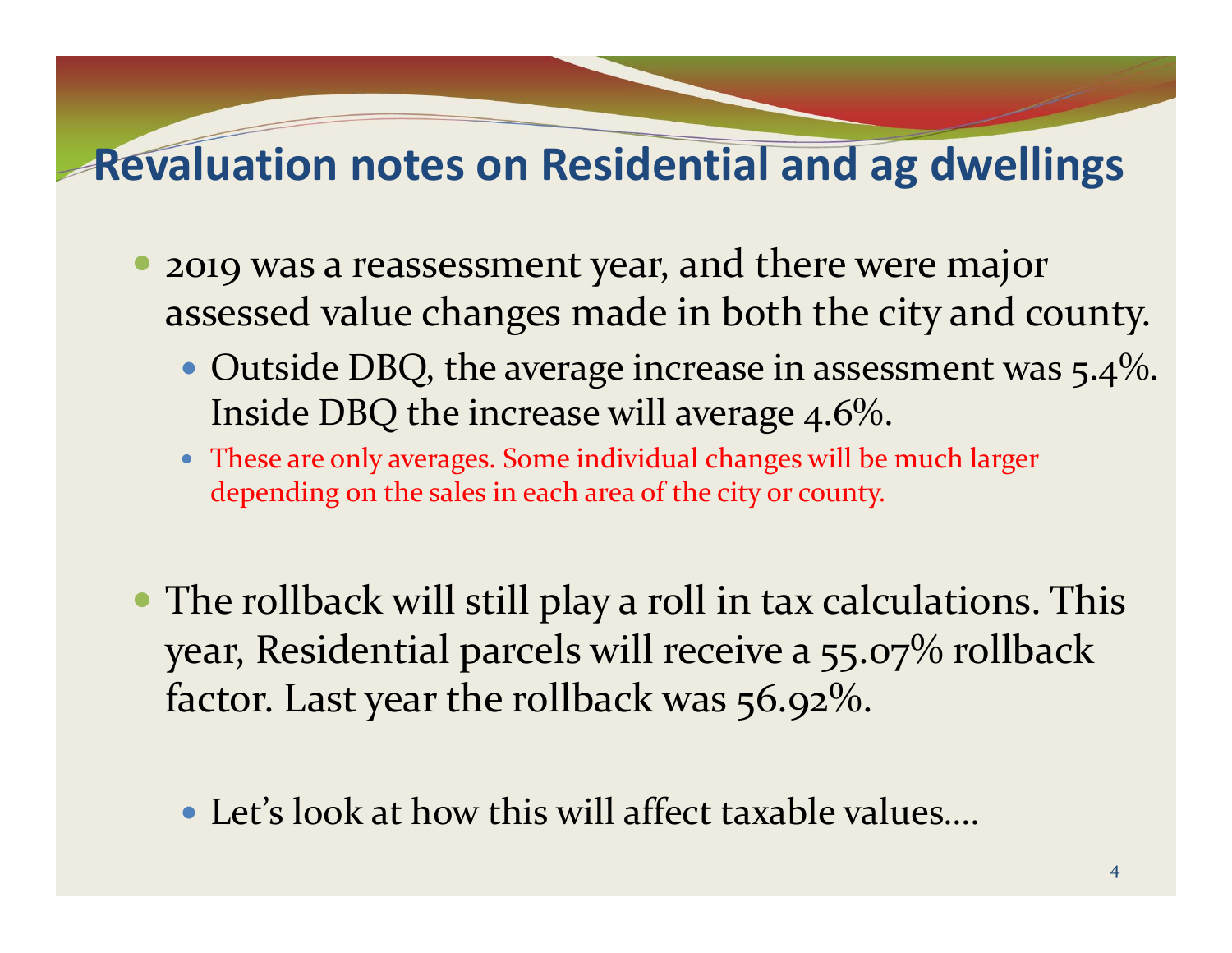# Revaluation notes on Residential and ag dwellings

- 2019 was a reassessment year, and there were major assessed value changes made in both the city and county.
  - Outside DBQ, the average increase in assessment was 5.4%. Inside DBQ the increase will average 4.6%.
  - These are only averages. Some individual changes will be much larger depending on the sales in each area of the city or county.

- The rollback will still play a roll in tax calculations. This year, Residential parcels will receive a 55.07% rollback factor. Last year the rollback was 56.92%.

  - Let's look at how this will affect taxable values….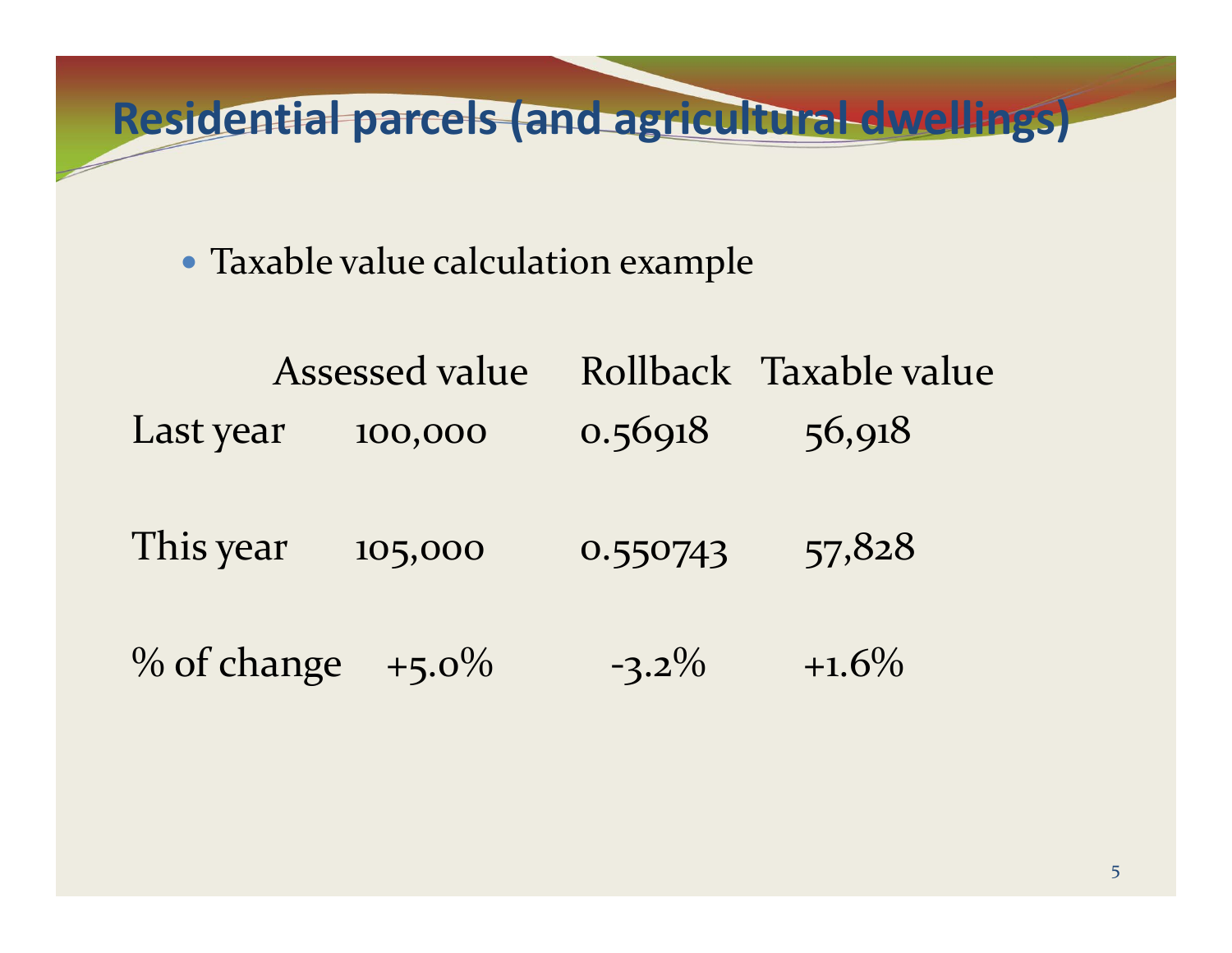# Residential parcels (and agricultural dwellings)

- Taxable value calculation example

| | Assessed value | Rollback | Taxable value |
|---|---|---|---|
| Last year | 100,000 | 0.56918 | 56,918 |
| This year | 105,000 | 0.550743 | 57,828 |
| % of change | +5.0% | -3.2% | +1.6% |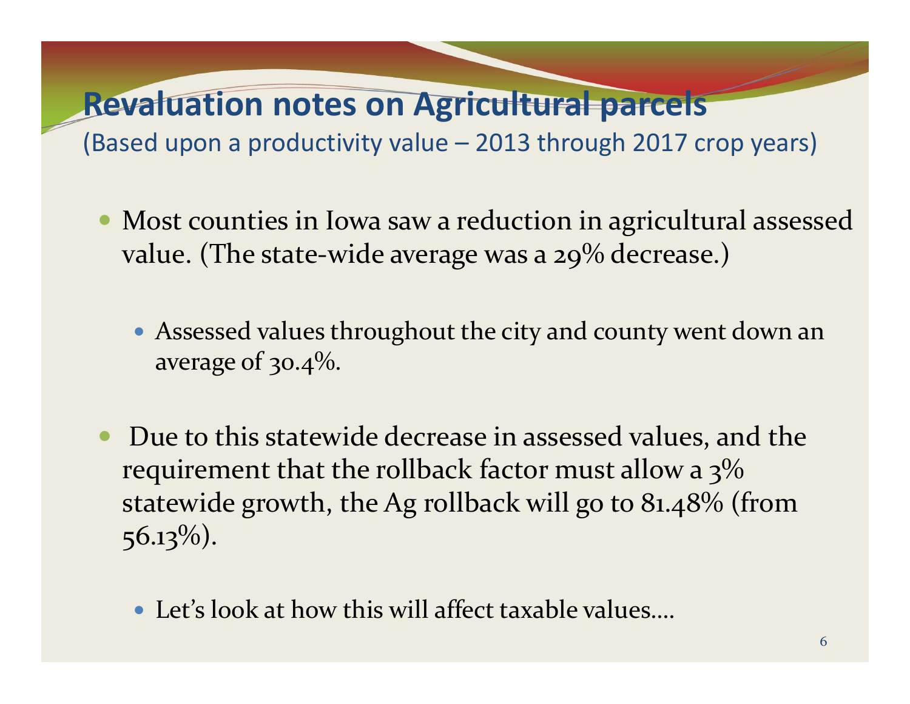# Revaluation notes on Agricultural parcels

(Based upon a productivity value – 2013 through 2017 crop years)

- Most counties in Iowa saw a reduction in agricultural assessed value. (The state-wide average was a 29% decrease.)
  - Assessed values throughout the city and county went down an average of 30.4%.
- Due to this statewide decrease in assessed values, and the requirement that the rollback factor must allow a 3% statewide growth, the Ag rollback will go to 81.48% (from 56.13%).
  - Let's look at how this will affect taxable values….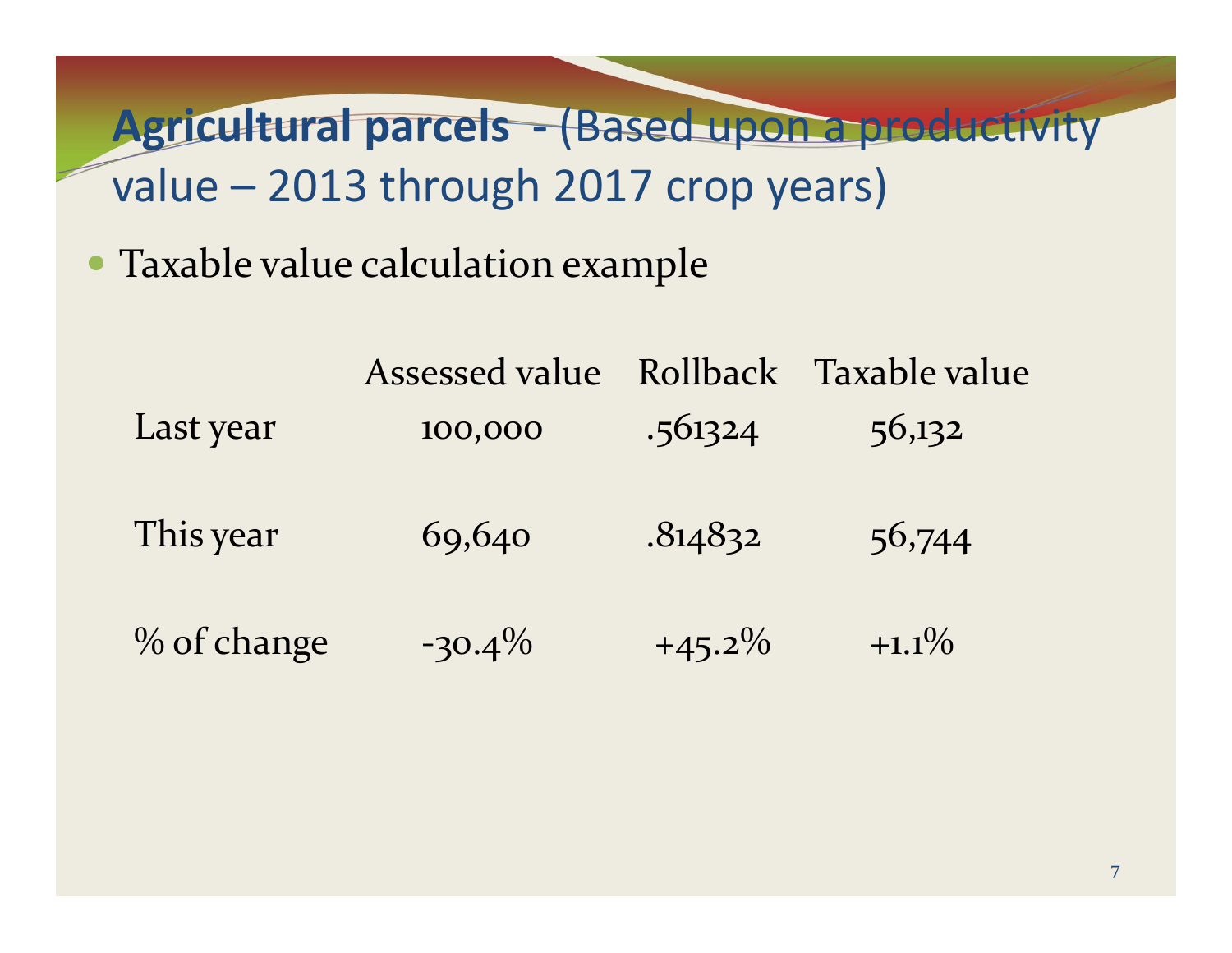# **Agricultural parcels -** (Based upon a productivity value – 2013 through 2017 crop years)

- Taxable value calculation example

| | Assessed value | Rollback | Taxable value |
|---|---|---|---|
| Last year | 100,000 | .561324 | 56,132 |
| This year | 69,640 | .814832 | 56,744 |
| % of change | -30.4% | +45.2% | +1.1% |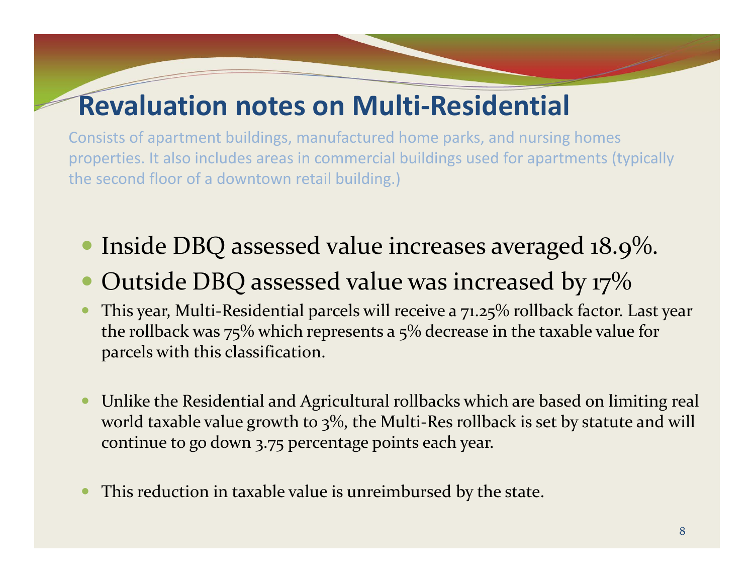# Revaluation notes on Multi-Residential

Consists of apartment buildings, manufactured home parks, and nursing homes properties. It also includes areas in commercial buildings used for apartments (typically the second floor of a downtown retail building.)

- Inside DBQ assessed value increases averaged 18.9%.
- Outside DBQ assessed value was increased by 17%
- This year, Multi-Residential parcels will receive a 71.25% rollback factor. Last year the rollback was 75% which represents a 5% decrease in the taxable value for parcels with this classification.
- Unlike the Residential and Agricultural rollbacks which are based on limiting real world taxable value growth to 3%, the Multi-Res rollback is set by statute and will continue to go down 3.75 percentage points each year.
- This reduction in taxable value is unreimbursed by the state.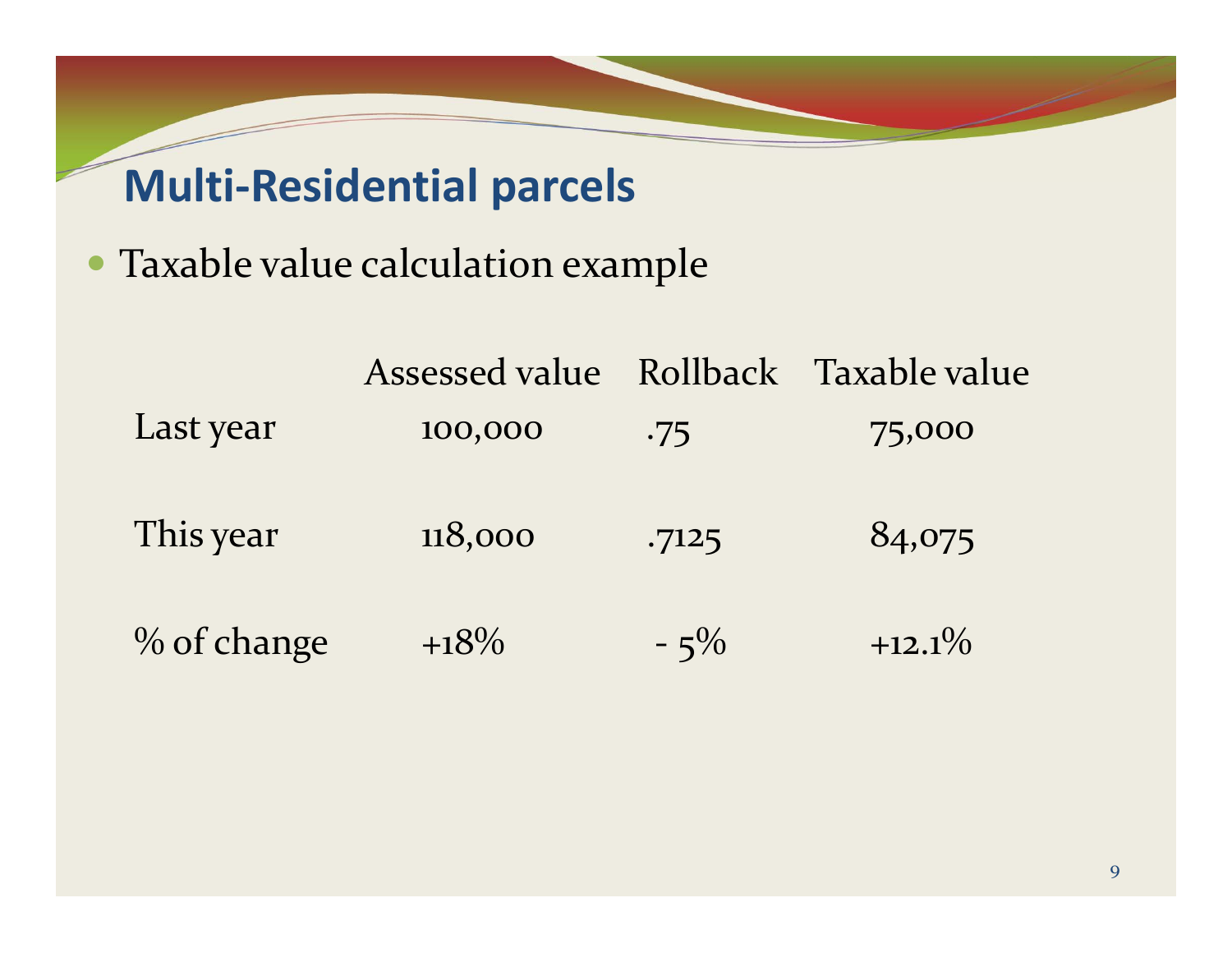## Multi-Residential parcels

- Taxable value calculation example

| | Assessed value | Rollback | Taxable value |
|---|---|---|---|
| Last year | 100,000 | .75 | 75,000 |
| This year | 118,000 | .7125 | 84,075 |
| % of change | +18% | - 5% | +12.1% |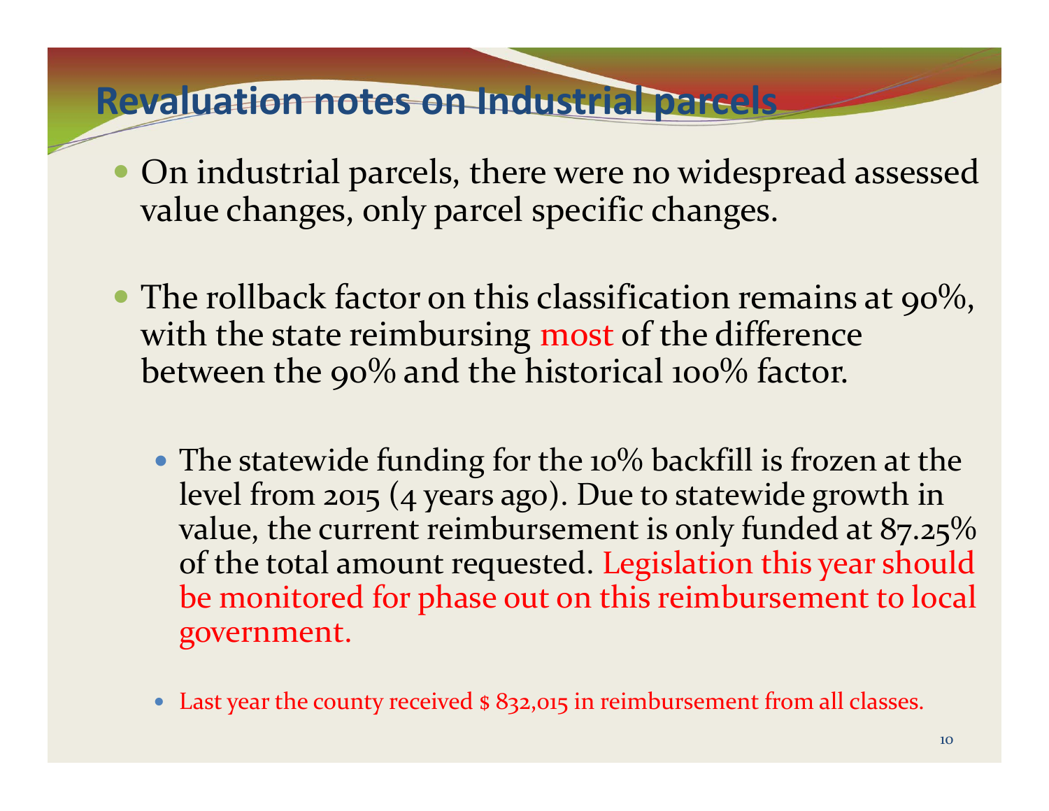# Revaluation notes on Industrial parcels

- On industrial parcels, there were no widespread assessed value changes, only parcel specific changes.

- The rollback factor on this classification remains at 90%, with the state reimbursing most of the difference between the 90% and the historical 100% factor.

  - The statewide funding for the 10% backfill is frozen at the level from 2015 (4 years ago). Due to statewide growth in value, the current reimbursement is only funded at 87.25% of the total amount requested. Legislation this year should be monitored for phase out on this reimbursement to local government.

  - Last year the county received $ 832,015 in reimbursement from all classes.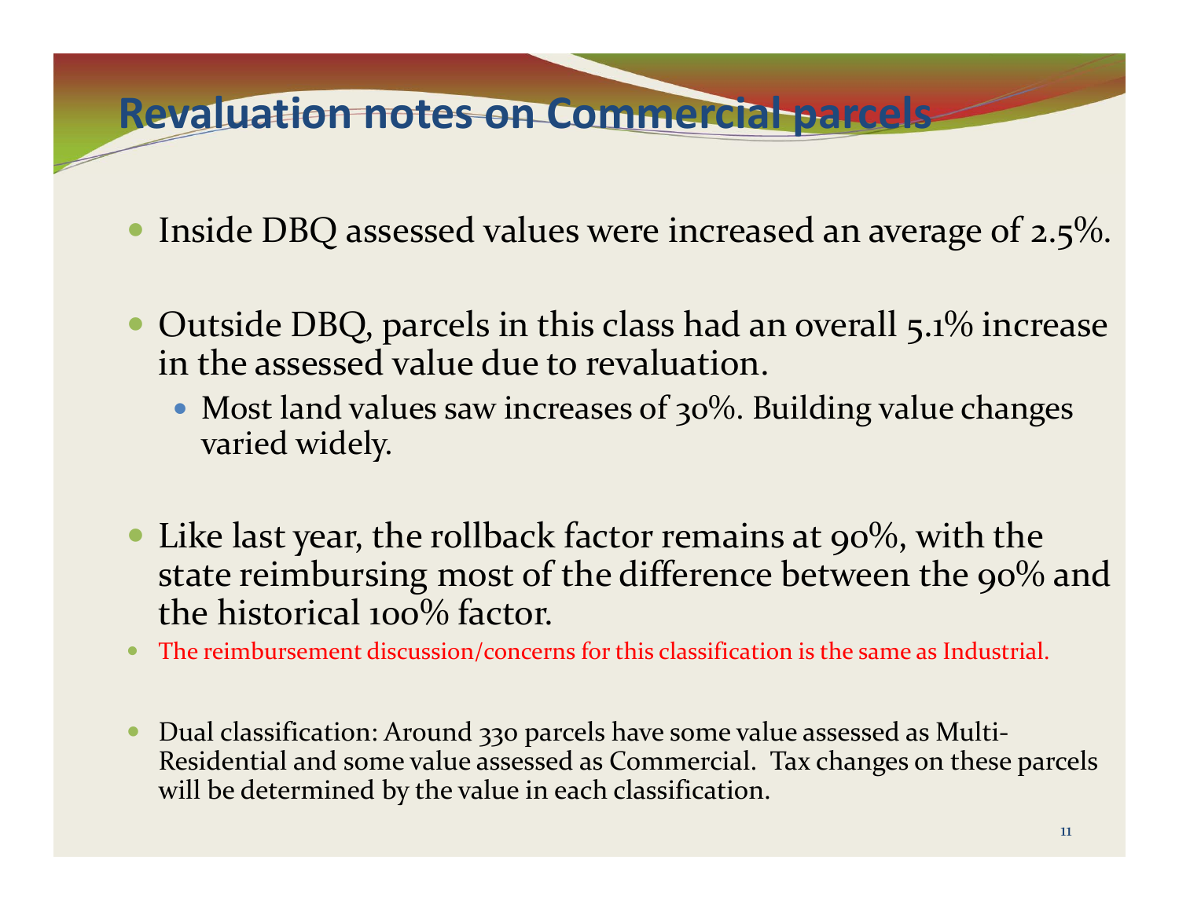# Revaluation notes on Commercial parcels

- Inside DBQ assessed values were increased an average of 2.5%.
- Outside DBQ, parcels in this class had an overall 5.1% increase in the assessed value due to revaluation.
  - Most land values saw increases of 30%. Building value changes varied widely.
- Like last year, the rollback factor remains at 90%, with the state reimbursing most of the difference between the 90% and the historical 100% factor.
- The reimbursement discussion/concerns for this classification is the same as Industrial.
- Dual classification: Around 330 parcels have some value assessed as Multi-Residential and some value assessed as Commercial. Tax changes on these parcels will be determined by the value in each classification.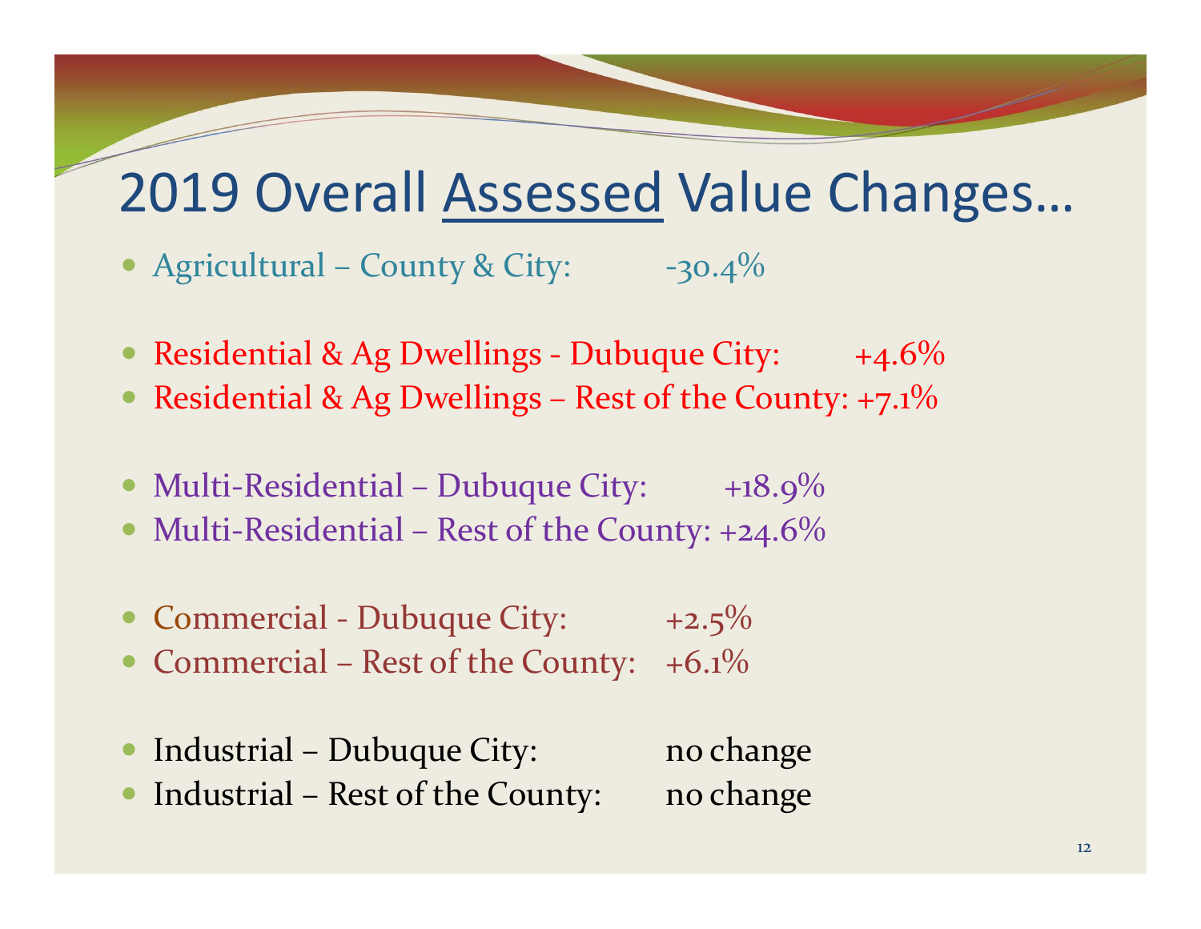# 2019 Overall Assessed Value Changes…

- Agricultural – County & City: -30.4%

- Residential & Ag Dwellings - Dubuque City: +4.6%
- Residential & Ag Dwellings – Rest of the County: +7.1%

- Multi-Residential – Dubuque City: +18.9%
- Multi-Residential – Rest of the County: +24.6%

- Commercial - Dubuque City: +2.5%
- Commercial – Rest of the County: +6.1%

- Industrial – Dubuque City: no change
- Industrial – Rest of the County: no change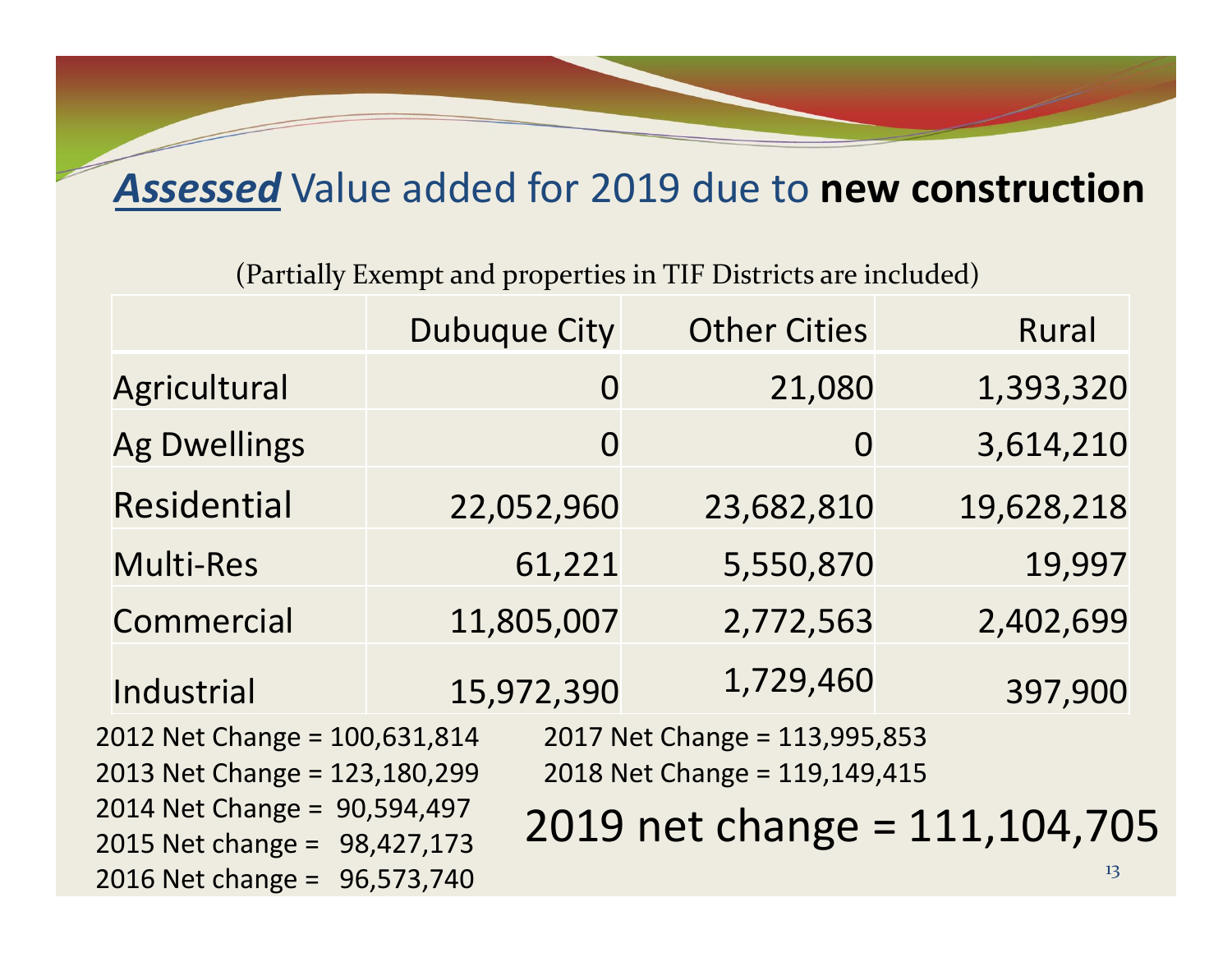# ***Assessed*** Value added for 2019 due to **new construction**

(Partially Exempt and properties in TIF Districts are included)

| | Dubuque City | Other Cities | Rural |
|---|---|---|---|
| Agricultural | 0 | 21,080 | 1,393,320 |
| Ag Dwellings | 0 | 0 | 3,614,210 |
| Residential | 22,052,960 | 23,682,810 | 19,628,218 |
| Multi-Res | 61,221 | 5,550,870 | 19,997 |
| Commercial | 11,805,007 | 2,772,563 | 2,402,699 |
| Industrial | 15,972,390 | 1,729,460 | 397,900 |

2012 Net Change = 100,631,814
2013 Net Change = 123,180,299
2014 Net Change = 90,594,497
2015 Net change = 98,427,173
2016 Net change = 96,573,740
2017 Net Change = 113,995,853
2018 Net Change = 119,149,415

## 2019 net change = 111,104,705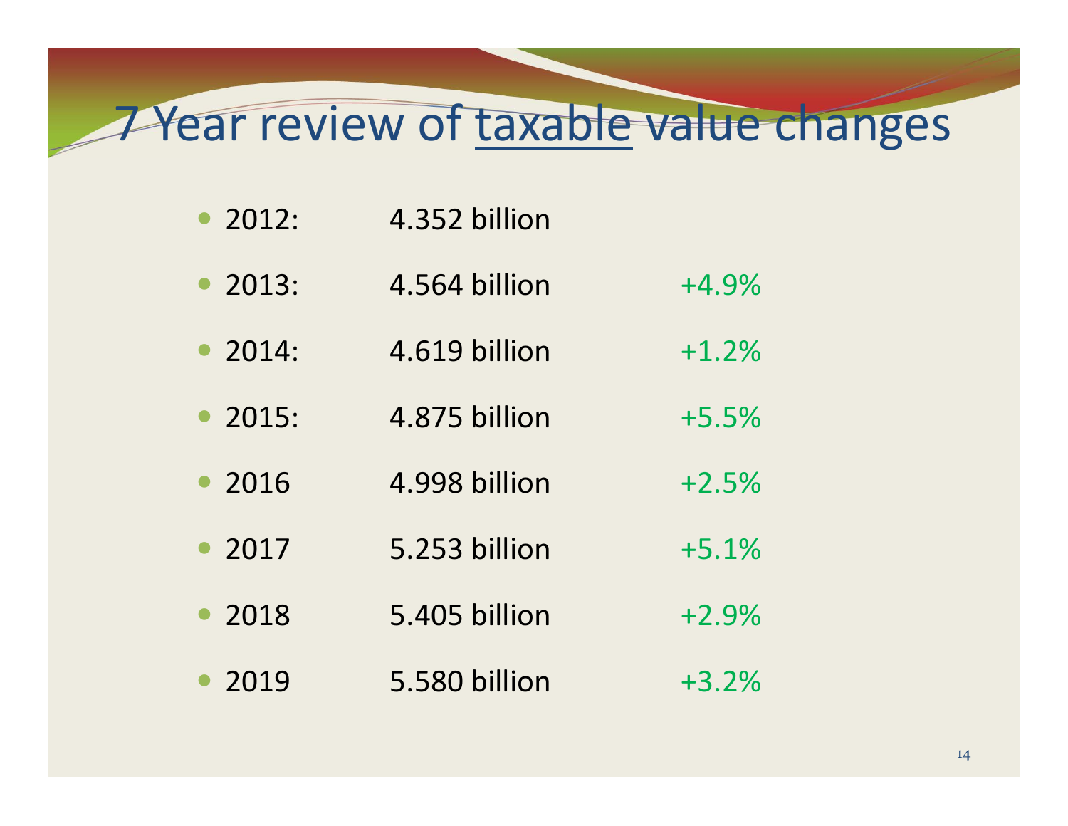# 7 Year review of taxable value changes

- 2012: 4.352 billion
- 2013: 4.564 billion +4.9%
- 2014: 4.619 billion +1.2%
- 2015: 4.875 billion +5.5%
- 2016 4.998 billion +2.5%
- 2017 5.253 billion +5.1%
- 2018 5.405 billion +2.9%
- 2019 5.580 billion +3.2%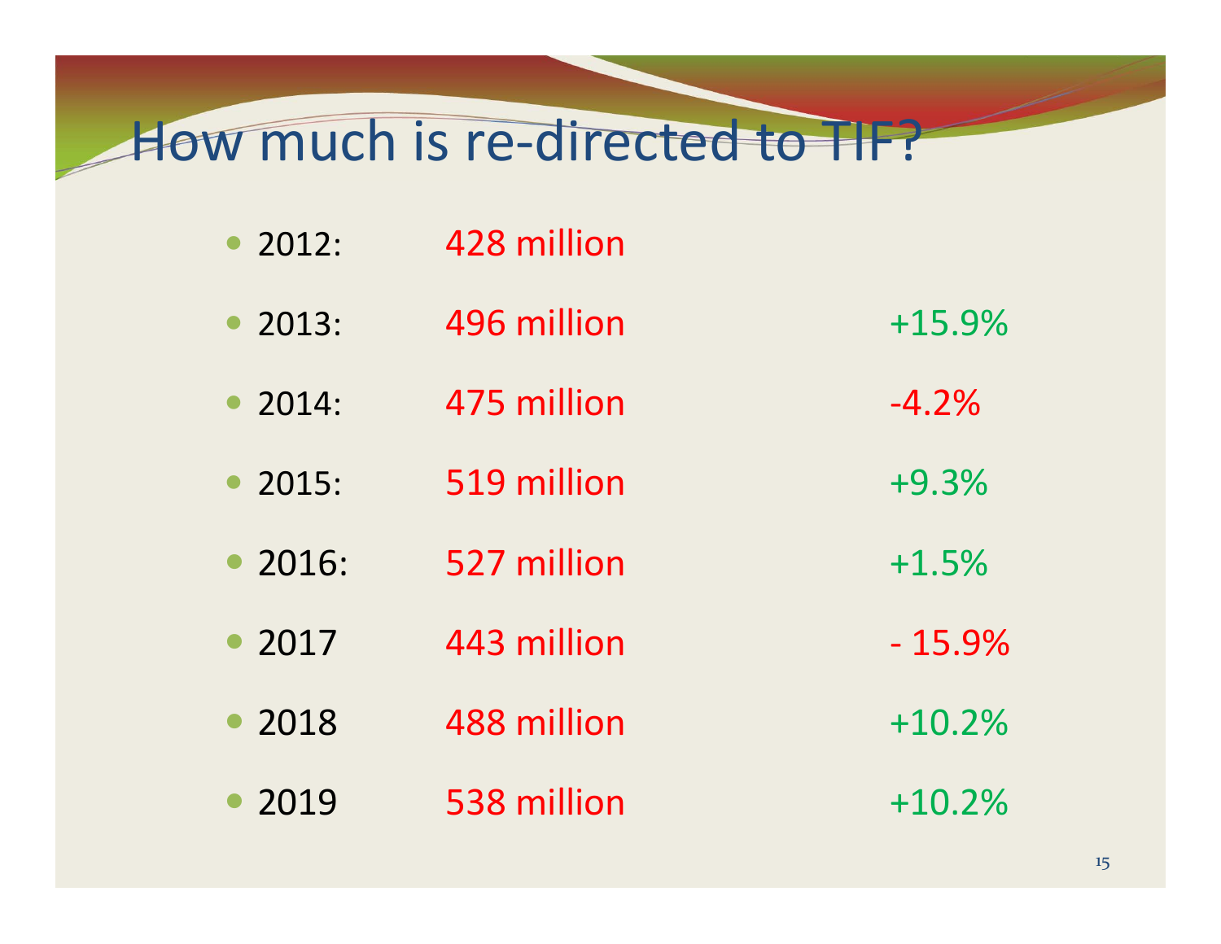# How much is re-directed to TIF?

- 2012: 428 million
- 2013: 496 million +15.9%
- 2014: 475 million -4.2%
- 2015: 519 million +9.3%
- 2016: 527 million +1.5%
- 2017 443 million - 15.9%
- 2018 488 million +10.2%
- 2019 538 million +10.2%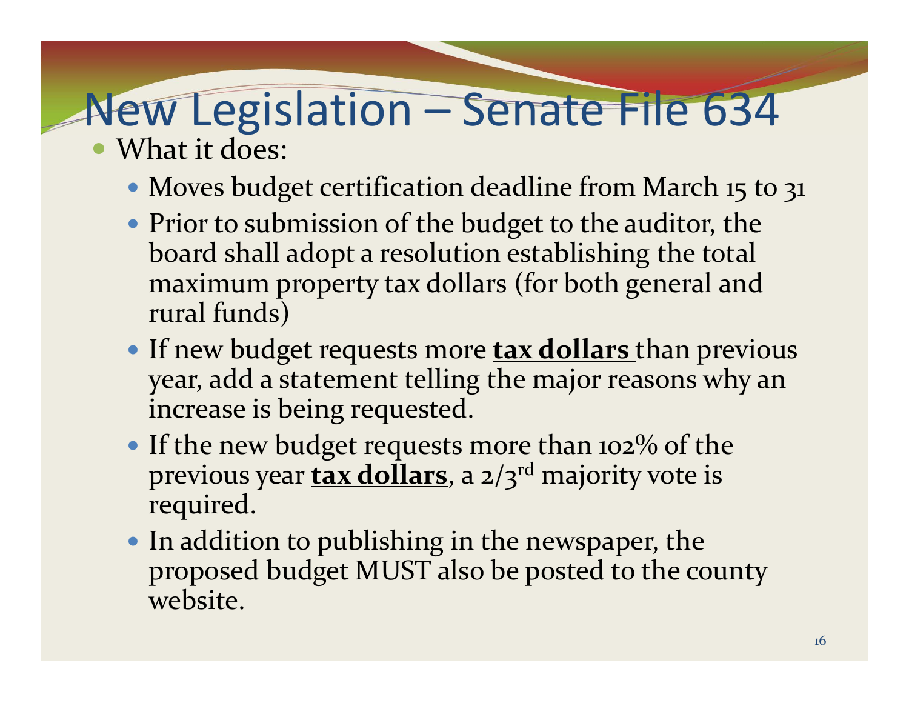# New Legislation – Senate File 634

- What it does:
  - Moves budget certification deadline from March 15 to 31
  - Prior to submission of the budget to the auditor, the board shall adopt a resolution establishing the total maximum property tax dollars (for both general and rural funds)
  - If new budget requests more **<u>tax dollars</u>** than previous year, add a statement telling the major reasons why an increase is being requested.
  - If the new budget requests more than 102% of the previous year **<u>tax dollars</u>**, a $2/3^{rd}$ majority vote is required.
  - In addition to publishing in the newspaper, the proposed budget MUST also be posted to the county website.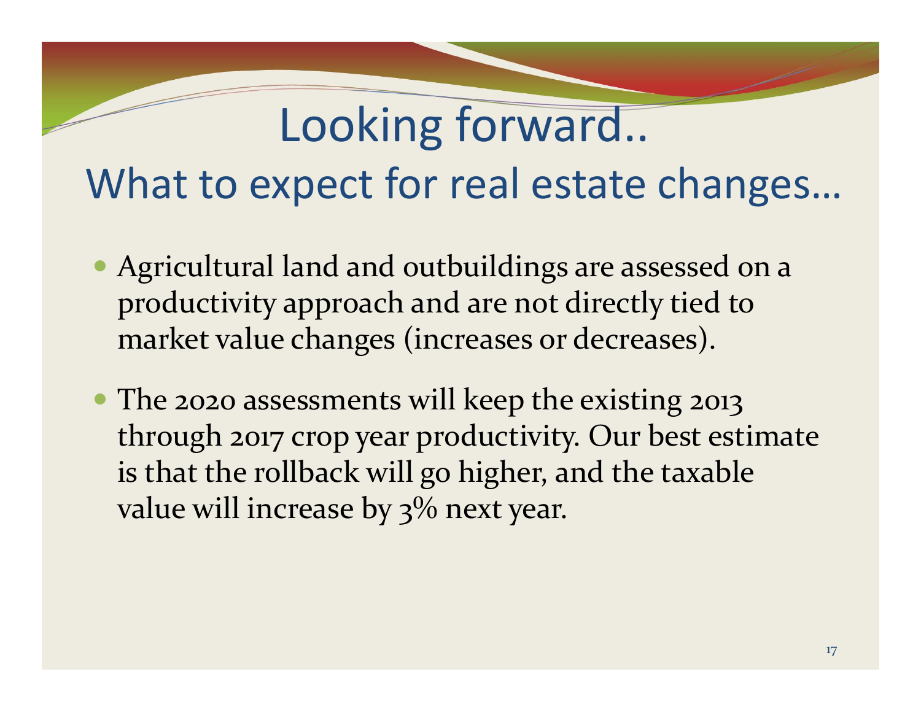# Looking forward..

## What to expect for real estate changes…

- Agricultural land and outbuildings are assessed on a productivity approach and are not directly tied to market value changes (increases or decreases).
- The 2020 assessments will keep the existing 2013 through 2017 crop year productivity. Our best estimate is that the rollback will go higher, and the taxable value will increase by 3% next year.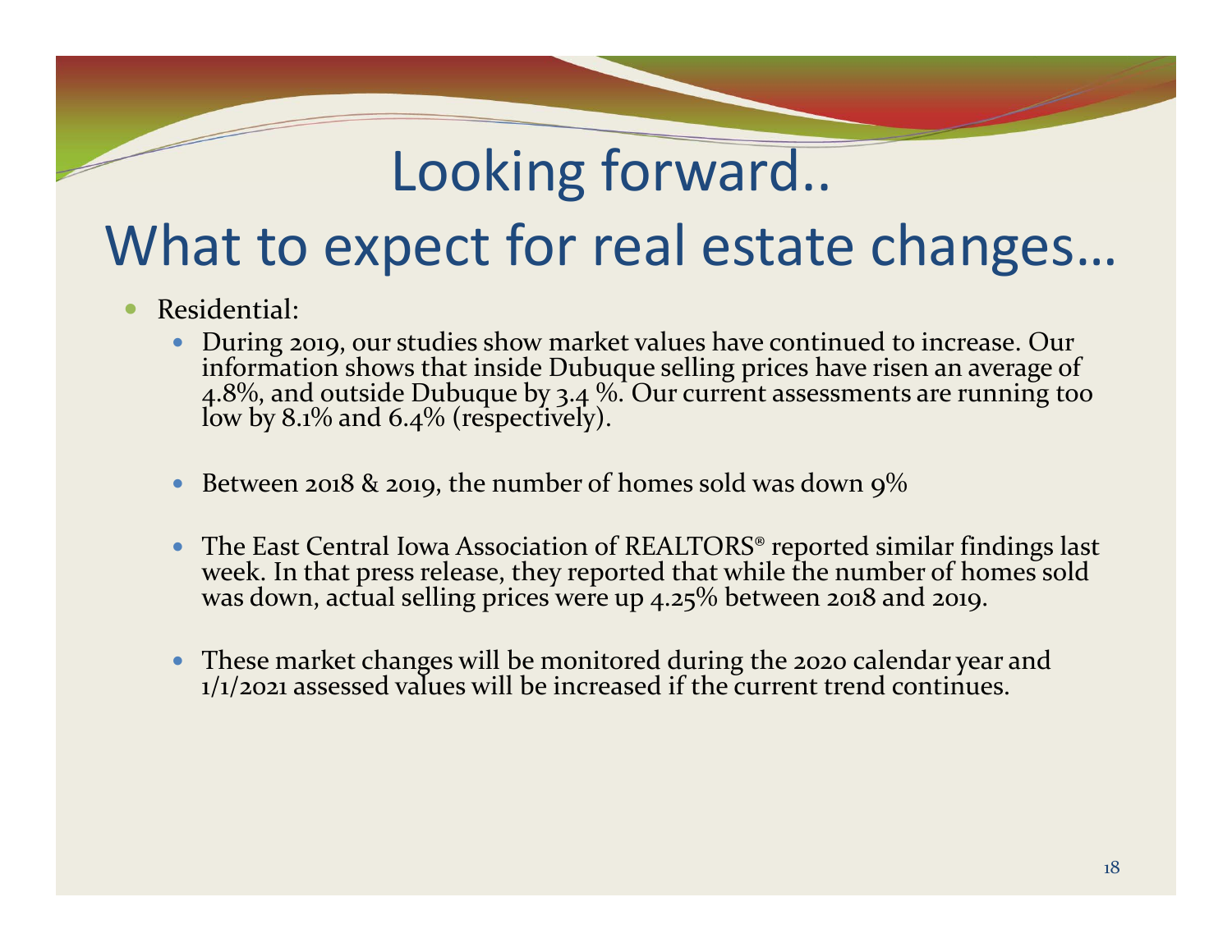# Looking forward..
# What to expect for real estate changes…

- Residential:
  - During 2019, our studies show market values have continued to increase. Our information shows that inside Dubuque selling prices have risen an average of 4.8%, and outside Dubuque by 3.4 %. Our current assessments are running too low by 8.1% and 6.4% (respectively).
  - Between 2018 & 2019, the number of homes sold was down 9%
  - The East Central Iowa Association of REALTORS® reported similar findings last week. In that press release, they reported that while the number of homes sold was down, actual selling prices were up 4.25% between 2018 and 2019.
  - These market changes will be monitored during the 2020 calendar year and 1/1/2021 assessed values will be increased if the current trend continues.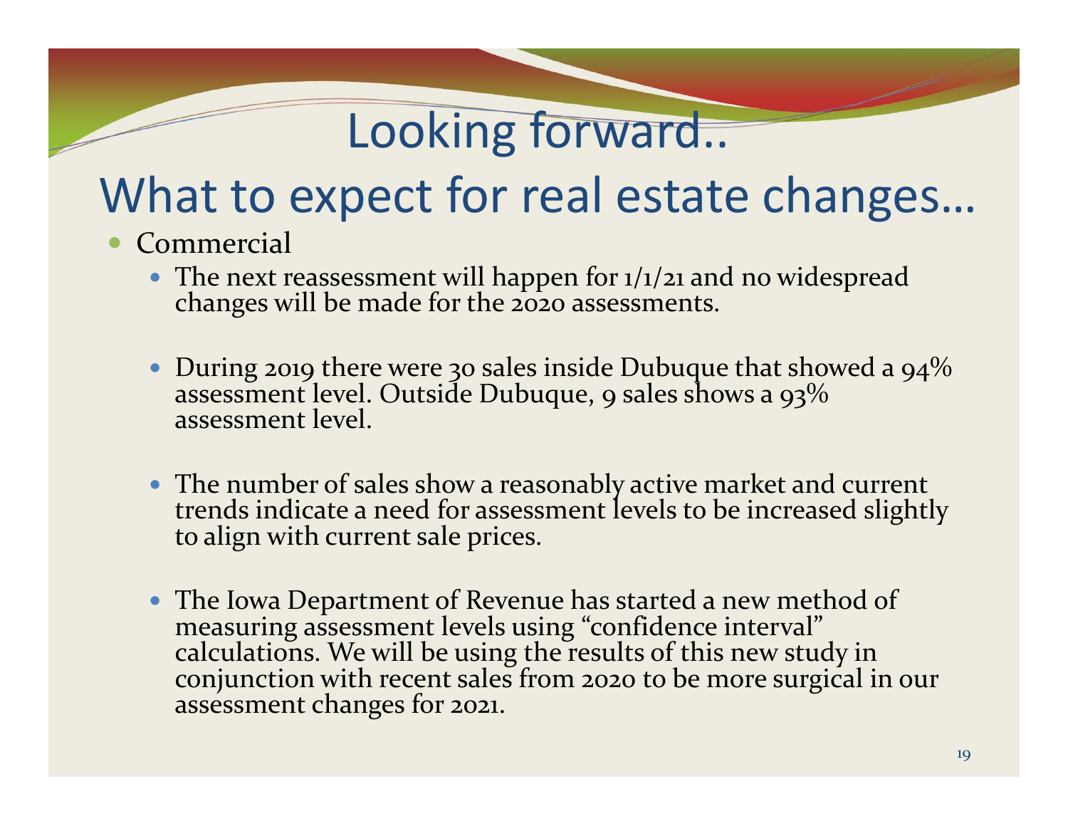# Looking forward..

# What to expect for real estate changes…

- Commercial
  - The next reassessment will happen for 1/1/21 and no widespread changes will be made for the 2020 assessments.
  - During 2019 there were 30 sales inside Dubuque that showed a 94% assessment level. Outside Dubuque, 9 sales shows a 93% assessment level.
  - The number of sales show a reasonably active market and current trends indicate a need for assessment levels to be increased slightly to align with current sale prices.
  - The Iowa Department of Revenue has started a new method of measuring assessment levels using "confidence interval" calculations. We will be using the results of this new study in conjunction with recent sales from 2020 to be more surgical in our assessment changes for 2021.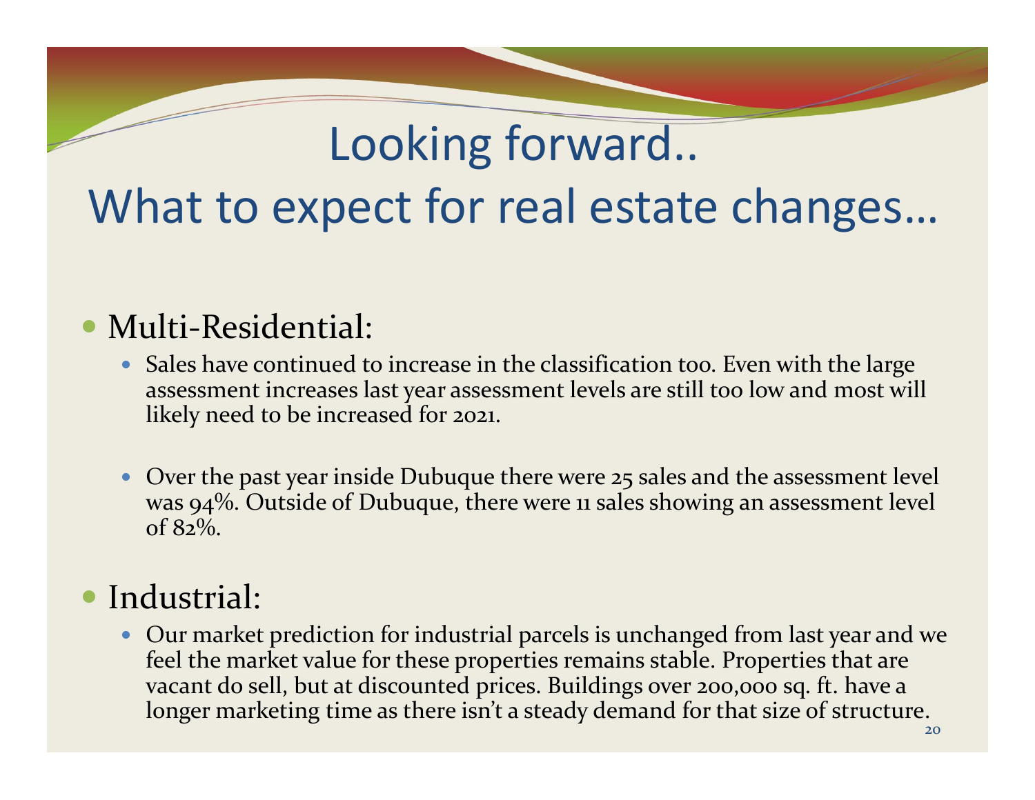# Looking forward..
# What to expect for real estate changes…

- Multi-Residential:
  - Sales have continued to increase in the classification too. Even with the large assessment increases last year assessment levels are still too low and most will likely need to be increased for 2021.
  - Over the past year inside Dubuque there were 25 sales and the assessment level was 94%. Outside of Dubuque, there were 11 sales showing an assessment level of 82%.
- Industrial:
  - Our market prediction for industrial parcels is unchanged from last year and we feel the market value for these properties remains stable. Properties that are vacant do sell, but at discounted prices. Buildings over 200,000 sq. ft. have a longer marketing time as there isn't a steady demand for that size of structure.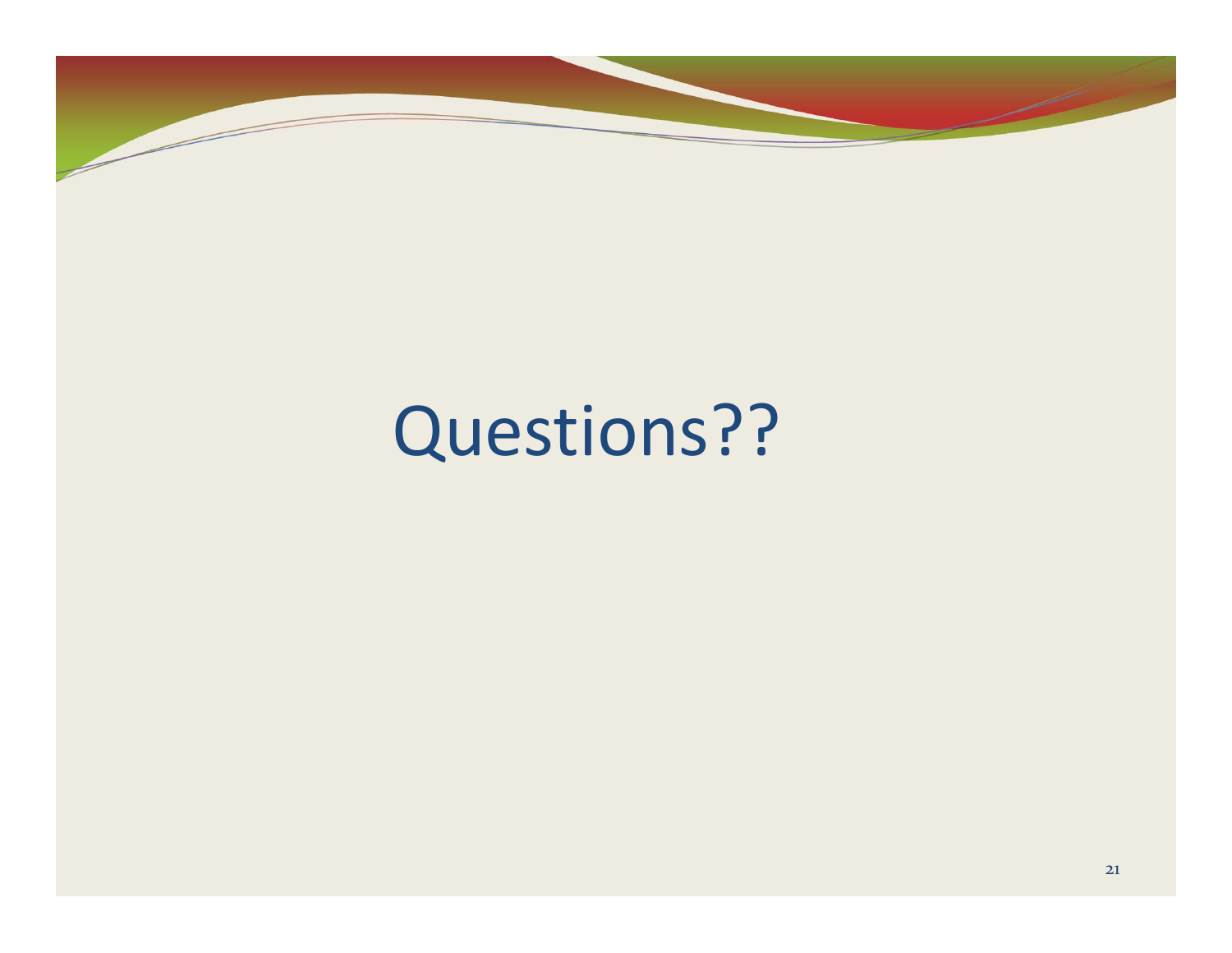# Questions??